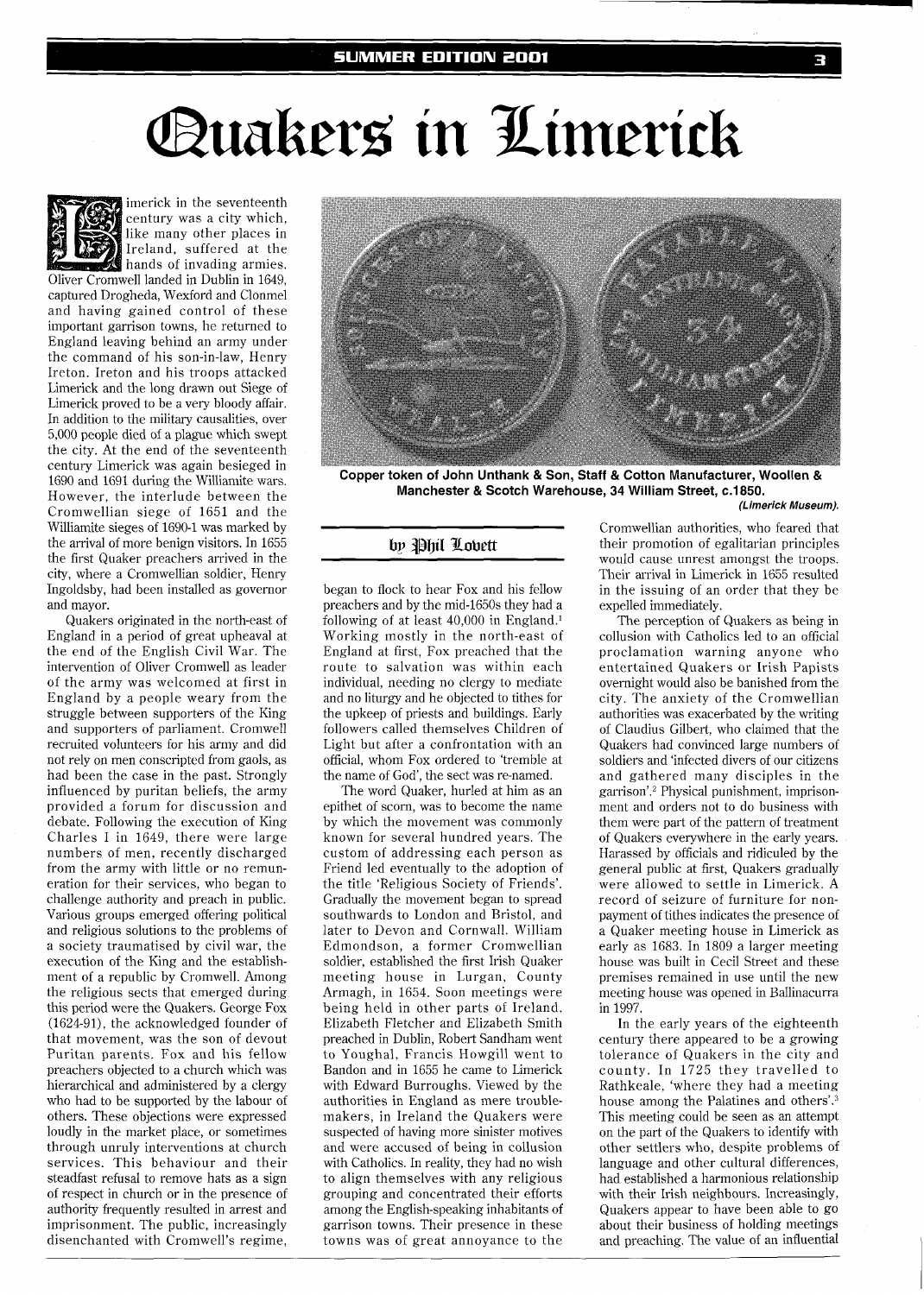# Quakers in Limerick

by Phil Lovett

Limerick in the seventeenth century was a city which, like many other places in Ireland, suffered at the hands of invading armies. Oliver Cromwell landed in Dublin in 1649, captured Drogheda, Wexford and Clonmel and having gained control of these important garrison towns, he returned to England leaving behind an army under the command of his son-in-law, Henry Ireton. Ireton and his troops attacked Limerick and the long drawn out Siege of Limerick proved to be a very bloody affair. In addition to the military causalities, over 5,000 people died of a plague which swept the city. At the end of the seventeenth century Limerick was again besieged in 1690 and 1691 during the Williamite wars. However, the interlude between the Cromwellian siege of 1651 and the Williamite sieges of 1690-1 was marked by the arrival of more benign visitors. In 1655 the first Quaker preachers arrived in the city, where a Cromwellian soldier, Henry Ingoldsby, had been installed as governor and mayor.

Quakers originated in the north-east of England in a period of great upheaval at the end of the English Civil War. The intervention of Oliver Cromwell as leader of the army was welcomed at first in England by a people weary from the struggle between supporters of the King and supporters of parliament. Cromwell recruited volunteers for his army and did not rely on men conscripted from gaols, as had been the case in the past. Strongly influenced by puritan beliefs, the army provided a forum for discussion and debate. Following the execution of King Charles I in 1649, there were large numbers of men, recently discharged from the army with little or no remuneration for their services, who began to challenge authority and preach in public. Various groups emerged offering political and religious solutions to the problems of a society traumatised by civil war, the execution of the King and the establishment of a republic by Cromwell. Among the religious sects that emerged during this period were the Quakers. George Fox (1624-91), the acknowledged founder of that movement, was the son of devout Puritan parents. Fox and his fellow preachers objected to a church which was hierarchical and administered by a clergy who had to be supported by the labour of others. These objections were expressed loudly in the market place, or sometimes through unruly interventions at church services. This behaviour and their steadfast refusal to remove hats as a sign of respect in church or in the presence of authority frequently resulted in arrest and imprisonment. The public, increasingly disenchanted with Cromwell's regime, began to flock to hear Fox and his fellow preachers and by the mid-1650s they had a following of at least 40,000 in England.[1] Working mostly in the north-east of England at first, Fox preached that the route to salvation was within each individual, needing no clergy to mediate and no liturgy and he objected to tithes for the upkeep of priests and buildings. Early followers called themselves Children of Light but after a confrontation with an official, whom Fox ordered to 'tremble at the name of God', the sect was re-named.

The word Quaker, hurled at him as an epithet of scorn, was to become the name by which the movement was commonly known for several hundred years. The custom of addressing each person as Friend led eventually to the adoption of the title 'Religious Society of Friends'. Gradually the movement began to spread southwards to London and Bristol, and later to Devon and Cornwall. William Edmondson, a former Cromwellian soldier, established the first Irish Quaker meeting house in Lurgan, County Armagh, in 1654. Soon meetings were being held in other parts of Ireland. Elizabeth Fletcher and Elizabeth Smith preached in Dublin, Robert Sandham went to Youghal, Francis Howgill went to Bandon and in 1655 he came to Limerick with Edward Burroughs. Viewed by the authorities in England as mere troublemakers, in Ireland the Quakers were suspected of having more sinister motives and were accused of being in collusion with Catholics. In reality, they had no wish to align themselves with any religious grouping and concentrated their efforts among the English-speaking inhabitants of garrison towns. Their presence in these towns was of great annoyance to the Cromwellian authorities, who feared that their promotion of egalitarian principles would cause unrest amongst the troops. Their arrival in Limerick in 1655 resulted in the issuing of an order that they be expelled immediately.

Copper token of John Unthank & Son, Staff & Cotton Manufacturer, Woollen & Manchester & Scotch Warehouse, 34 William Street, c.1850. *(Limerick Museum).*

The perception of Quakers as being in collusion with Catholics led to an official proclamation warning anyone who entertained Quakers or Irish Papists overnight would also be banished from the city. The anxiety of the Cromwellian authorities was exacerbated by the writing of Claudius Gilbert, who claimed that the Quakers had convinced large numbers of soldiers and 'infected divers of our citizens and gathered many disciples in the garrison'.[2] Physical punishment, imprisonment and orders not to do business with them were part of the pattern of treatment of Quakers everywhere in the early years. Harassed by officials and ridiculed by the general public at first, Quakers gradually were allowed to settle in Limerick. A record of seizure of furniture for non-payment of tithes indicates the presence of a Quaker meeting house in Limerick as early as 1683. In 1809 a larger meeting house was built in Cecil Street and these premises remained in use until the new meeting house was opened in Ballinacurra in 1997.

In the early years of the eighteenth century there appeared to be a growing tolerance of Quakers in the city and county. In 1725 they travelled to Rathkeale, 'where they had a meeting house among the Palatines and others'.[3] This meeting could be seen as an attempt on the part of the Quakers to identify with other settlers who, despite problems of language and other cultural differences, had established a harmonious relationship with their Irish neighbours. Increasingly, Quakers appear to have been able to go about their business of holding meetings and preaching. The value of an influential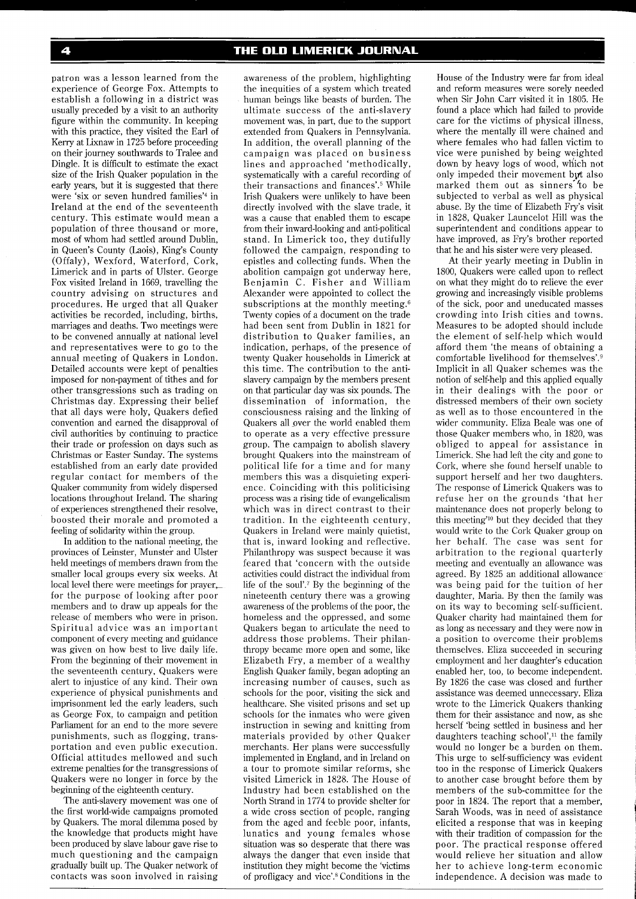patron was a lesson learned from the experience of George Fox. Attempts to establish a following in a district was usually preceded by a visit to an authority figure within the community. In keeping with this practice, they visited the Earl of Kerry at Lixnaw in 1725 before proceeding on their journey southwards to Tralee and Dingle. It is difficult to estimate the exact size of the Irish Quaker population in the early years, but it is suggested that there were 'six or seven hundred families'[4] in Ireland at the end of the seventeenth century. This estimate would mean a population of three thousand or more, most of whom had settled around Dublin, in Queen's County (Laois), King's County (Offaly), Wexford, Waterford, Cork, Limerick and in parts of Ulster. George Fox visited Ireland in 1669, travelling the country advising on structures and procedures. He urged that all Quaker activities be recorded, including, births, marriages and deaths. Two meetings were to be convened annually at national level and representatives were to go to the annual meeting of Quakers in London. Detailed accounts were kept of penalties imposed for non-payment of tithes and for other transgressions such as trading on Christmas day. Expressing their belief that all days were holy, Quakers defied convention and earned the disapproval of civil authorities by continuing to practice their trade or profession on days such as Christmas or Easter Sunday. The systems established from an early date provided regular contact for members of the Quaker community from widely dispersed locations throughout Ireland. The sharing of experiences strengthened their resolve, boosted their morale and promoted a feeling of solidarity within the group.

In addition to the national meeting, the provinces of Leinster, Munster and Ulster held meetings of members drawn from the smaller local groups every six weeks. At local level there were meetings for prayer, for the purpose of looking after poor members and to draw up appeals for the release of members who were in prison. Spiritual advice was an important component of every meeting and guidance was given on how best to live daily life. From the beginning of their movement in the seventeenth century, Quakers were alert to injustice of any kind. Their own experience of physical punishments and imprisonment led the early leaders, such as George Fox, to campaign and petition Parliament for an end to the more severe punishments, such as flogging, transportation and even public execution. Official attitudes mellowed and such extreme penalties for the transgressions of Quakers were no longer in force by the beginning of the eighteenth century.

The anti-slavery movement was one of the first world-wide campaigns promoted by Quakers. The moral dilemma posed by the knowledge that products might have been produced by slave labour gave rise to much questioning and the campaign gradually built up. The Quaker network of contacts was soon involved in raising awareness of the problem, highlighting the inequities of a system which treated human beings like beasts of burden. The ultimate success of the anti-slavery movement was, in part, due to the support extended from Quakers in Pennsylvania. In addition, the overall planning of the campaign was placed on business lines and approached 'methodically, systematically with a careful recording of their transactions and finances'.[5] While Irish Quakers were unlikely to have been directly involved with the slave trade, it was a cause that enabled them to escape from their inward-looking and anti-political stand. In Limerick too, they dutifully followed the campaign, responding to epistles and collecting funds. When the abolition campaign got underway here, Benjamin C. Fisher and William Alexander were appointed to collect the subscriptions at the monthly meeting.[6] Twenty copies of a document on the trade had been sent from Dublin in 1821 for distribution to Quaker families, an indication, perhaps, of the presence of twenty Quaker households in Limerick at this time. The contribution to the anti-slavery campaign by the members present on that particular day was six pounds. The dissemination of information, the consciousness raising and the linking of Quakers all over the world enabled them to operate as a very effective pressure group. The campaign to abolish slavery brought Quakers into the mainstream of political life for a time and for many members this was a disquieting experience. Coinciding with this politicising process was a rising tide of evangelicalism which was in direct contrast to their tradition. In the eighteenth century, Quakers in Ireland were mainly quietist, that is, inward looking and reflective. Philanthropy was suspect because it was feared that 'concern with the outside activities could distract the individual from life of the soul'.[7] By the beginning of the nineteenth century there was a growing awareness of the problems of the poor, the homeless and the oppressed, and some Quakers began to articulate the need to address those problems. Their philanthropy became more open and some, like Elizabeth Fry, a member of a wealthy English Quaker family, began adopting an increasing number of causes, such as schools for the poor, visiting the sick and healthcare. She visited prisons and set up schools for the inmates who were given instruction in sewing and knitting from materials provided by other Quaker merchants. Her plans were successfully implemented in England, and in Ireland on a tour to promote similar reforms, she visited Limerick in 1828. The House of Industry had been established on the North Strand in 1774 to provide shelter for a wide cross section of people, ranging from the aged and feeble poor, infants, lunatics and young females whose situation was so desperate that there was always the danger that even inside that institution they might become the 'victims of profligacy and vice'.[8] Conditions in the House of the Industry were far from ideal and reform measures were sorely needed when Sir John Carr visited it in 1805. He found a place which had failed to provide care for the victims of physical illness, where the mentally ill were chained and where females who had fallen victim to vice were punished by being weighted down by heavy logs of wood, which not only impeded their movement but also marked them out as sinners to be subjected to verbal as well as physical abuse. By the time of Elizabeth Fry's visit in 1828, Quaker Launcelot Hill was the superintendent and conditions appear to have improved, as Fry's brother reported that he and his sister were very pleased.

At their yearly meeting in Dublin in 1800, Quakers were called upon to reflect on what they might do to relieve the ever growing and increasingly visible problems of the sick, poor and uneducated masses crowding into Irish cities and towns. Measures to be adopted should include the element of self-help which would afford them 'the means of obtaining a comfortable livelihood for themselves'.[9] Implicit in all Quaker schemes was the notion of self-help and this applied equally in their dealings with the poor or distressed members of their own society as well as to those encountered in the wider community. Eliza Beale was one of those Quaker members who, in 1820, was obliged to appeal for assistance in Limerick. She had left the city and gone to Cork, where she found herself unable to support herself and her two daughters. The response of Limerick Quakers was to refuse her on the grounds 'that her maintenance does not properly belong to this meeting'[10] but they decided that they would write to the Cork Quaker group on her behalf. The case was sent for arbitration to the regional quarterly meeting and eventually an allowance was agreed. By 1825 an additional allowance was being paid for the tuition of her daughter, Maria. By then the family was on its way to becoming self-sufficient. Quaker charity had maintained them for as long as necessary and they were now in a position to overcome their problems themselves. Eliza succeeded in securing employment and her daughter's education enabled her, too, to become independent. By 1826 the case was closed and further assistance was deemed unnecessary. Eliza wrote to the Limerick Quakers thanking them for their assistance and now, as she herself 'being settled in business and her daughters teaching school',[11] the family would no longer be a burden on them. This urge to self-sufficiency was evident too in the response of Limerick Quakers to another case brought before them by members of the sub-committee for the poor in 1824. The report that a member, Sarah Woods, was in need of assistance elicited a response that was in keeping with their tradition of compassion for the poor. The practical response offered would relieve her situation and allow her to achieve long-term economic independence. A decision was made to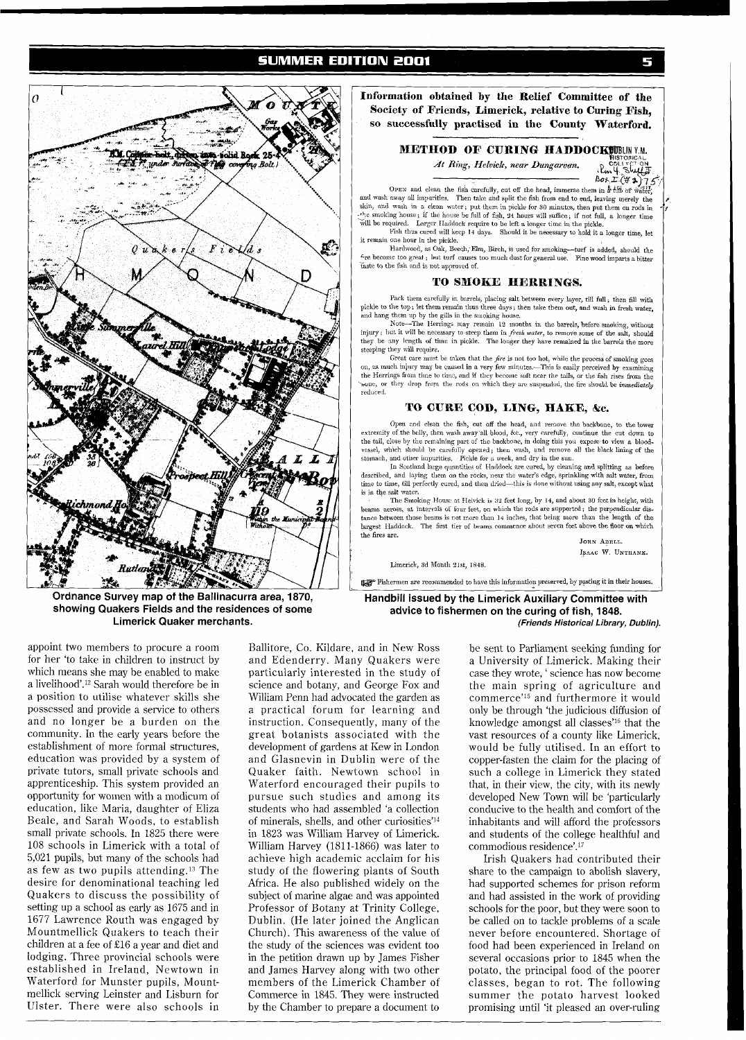Ordnance Survey map of the Ballinacurra area, 1870, showing Quakers Fields and the residences of some Limerick Quaker merchants.

**Information obtained by the Relief Committee of the Society of Friends, Limerick, relative to Curing Fish, so successfully practised in the County Waterford.**

## METHOD OF CURING HADDOCK

*At Ring, Helvick, near Dungarvan.*

Open and clean the fish carefully, cut off the head, immerse them in a tub of water, and wash away all impurities. Then take and split the fish from end to end, leaving merely the skin, and wash in a clean water; put them in pickle for 30 minutes, then put them on rods in the smoking house; if the house be full of fish, 24 hours will suffice; if not full, a longer time will be required. Larger Haddock require to be left a longer time in the pickle.

Fish thus cured will keep 14 days. Should it be necessary to hold it a longer time, let it remain one hour in the pickle.

Hardwood, as Oak, Beech, Elm, Birch, is used for smoking—turf is added, should the fire become too great; but turf causes too much dust for general use. Pine wood imparts a bitter taste to the fish and is not approved of.

## TO SMOKE HERRINGS.

Pack them carefully in barrels, placing salt between every layer, till full; then fill with pickle to the top; let them remain thus three days; then take them out, and wash in fresh water, and hang them up by the gills in the smoking house.

Note—The Herrings may remain 12 months in the barrels, before smoking, without injury; but it will be necessary to steep them in *fresh water*, to remove some of the salt, should they be any length of time in pickle. The longer they have remained in the barrels the more steeping they will require.

Great care must be taken that the *fire* is not too hot, while the process of smoking goes on, as much injury may be caused in a very few minutes.—This is easily perceived by examining the Herrings from time to time, and if they become soft near the tails, or the fish rises from the bone, or they drop from the rods on which they are suspended, the fire should be *immediately* reduced.

## TO CURE COD, LING, HAKE, &c.

Open and clean the fish, cut off the head, and remove the backbone, to the lower extremity of the belly, then wash away all blood, &c., very carefully, continue the cut down to the tail, close by the remaining part of the backbone, in doing this you expose to view a blood-vessel, which should be carefully opened; then wash, and remove all the black lining of the stomach, and other impurities. Pickle for a week, and dry in the sun.

In Scotland large quantities of Haddock are cured, by cleaning and splitting as before described, and laying them on the rocks, near the water's edge, sprinkling with salt water, from time to time, till perfectly cured, and then dried—this is done without using any salt, except what is in the salt water.

The Smoking House at Helvick is 32 feet long, by 14, and about 30 feet in height, with beams across, at intervals of four feet, on which the rods are supported; the perpendicular distance between those beams is not more than 14 inches, that being more than the length of the largest Haddock. The first tier of beams commence about seven feet above the floor on which the fires are.

John Abell.
Isaac W. Unthank.

Limerick, 3d Month 21st, 1848.

☞ Fishermen are recommended to have this information preserved, by pasting it in their houses.

**Handbill issued by the Limerick Auxiliary Committee with advice to fishermen on the curing of fish, 1848.**
*(Friends Historical Library, Dublin).*

appoint two members to procure a room for her 'to take in children to instruct by which means she may be enabled to make a livelihood'.[12] Sarah would therefore be in a position to utilise whatever skills she possessed and provide a service to others and no longer be a burden on the community. In the early years before the establishment of more formal structures, education was provided by a system of private tutors, small private schools and apprenticeship. This system provided an opportunity for women with a modicum of education, like Maria, daughter of Eliza Beale, and Sarah Woods, to establish small private schools. In 1825 there were 108 schools in Limerick with a total of 5,021 pupils, but many of the schools had as few as two pupils attending.[13] The desire for denominational teaching led Quakers to discuss the possibility of setting up a school as early as 1675 and in 1677 Lawrence Routh was engaged by Mountmellick Quakers to teach their children at a fee of £16 a year and diet and lodging. Three provincial schools were established in Ireland, Newtown in Waterford for Munster pupils, Mountmellick serving Leinster and Lisburn for Ulster. There were also schools in Ballitore, Co. Kildare, and in New Ross and Edenderry. Many Quakers were particularly interested in the study of science and botany, and George Fox and William Penn had advocated the garden as a practical forum for learning and instruction. Consequently, many of the great botanists associated with the development of gardens at Kew in London and Glasnevin in Dublin were of the Quaker faith. Newtown school in Waterford encouraged their pupils to pursue such studies and among its students who had assembled 'a collection of minerals, shells, and other curiosities'[14] in 1823 was William Harvey of Limerick. William Harvey (1811-1866) was later to achieve high academic acclaim for his study of the flowering plants of South Africa. He also published widely on the subject of marine algae and was appointed Professor of Botany at Trinity College, Dublin. (He later joined the Anglican Church). This awareness of the value of the study of the sciences was evident too in the petition drawn up by James Fisher and James Harvey along with two other members of the Limerick Chamber of Commerce in 1845. They were instructed by the Chamber to prepare a document to be sent to Parliament seeking funding for a University of Limerick. Making their case they wrote, 'science has now become the main spring of agriculture and commerce'[15] and furthermore it would only be through 'the judicious diffusion of knowledge amongst all classes'[16] that the vast resources of a county like Limerick, would be fully utilised. In an effort to copper-fasten the claim for the placing of such a college in Limerick they stated that, in their view, the city, with its newly developed New Town will be 'particularly conducive to the health and comfort of the inhabitants and will afford the professors and students of the college healthful and commodious residence'.[17]

Irish Quakers had contributed their share to the campaign to abolish slavery, had supported schemes for prison reform and had assisted in the work of providing schools for the poor, but they were soon to be called on to tackle problems of a scale never before encountered. Shortage of food had been experienced in Ireland on several occasions prior to 1845 when the potato, the principal food of the poorer classes, began to rot. The following summer the potato harvest looked promising until 'it pleased an over-ruling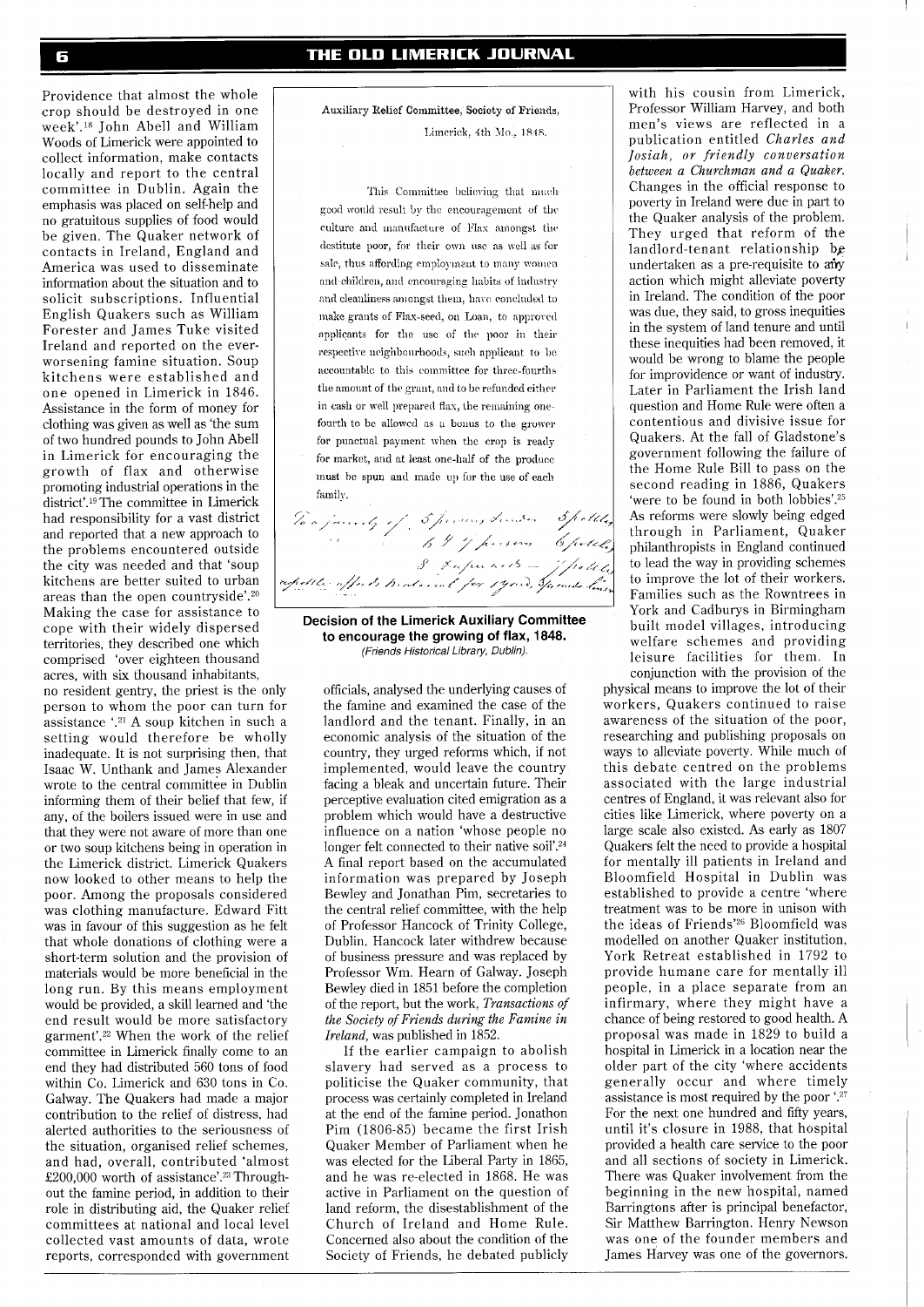Providence that almost the whole crop should be destroyed in one week'.[18] John Abell and William Woods of Limerick were appointed to collect information, make contacts locally and report to the central committee in Dublin. Again the emphasis was placed on self-help and no gratuitous supplies of food would be given. The Quaker network of contacts in Ireland, England and America was used to disseminate information about the situation and to solicit subscriptions. Influential English Quakers such as William Forester and James Tuke visited Ireland and reported on the ever-worsening famine situation. Soup kitchens were established and one opened in Limerick in 1846. Assistance in the form of money for clothing was given as well as 'the sum of two hundred pounds to John Abell in Limerick for encouraging the growth of flax and otherwise promoting industrial operations in the district'.[19] The committee in Limerick had responsibility for a vast district and reported that a new approach to the problems encountered outside the city was needed and that 'soup kitchens are better suited to urban areas than the open countryside'.[20] Making the case for assistance to cope with their widely dispersed territories, they described one which comprised 'over eighteen thousand acres, with six thousand inhabitants, no resident gentry, the priest is the only person to whom the poor can turn for assistance '.[21] A soup kitchen in such a setting would therefore be wholly inadequate. It is not surprising then, that Isaac W. Unthank and James Alexander wrote to the central committee in Dublin informing them of their belief that few, if any, of the boilers issued were in use and that they were not aware of more than one or two soup kitchens being in operation in the Limerick district. Limerick Quakers now looked to other means to help the poor. Among the proposals considered was clothing manufacture. Edward Fitt was in favour of this suggestion as he felt that whole donations of clothing were a short-term solution and the provision of materials would be more beneficial in the long run. By this means employment would be provided, a skill learned and 'the end result would be more satisfactory garment'.[22] When the work of the relief committee in Limerick finally come to an end they had distributed 560 tons of food within Co. Limerick and 630 tons in Co. Galway. The Quakers had made a major contribution to the relief of distress, had alerted authorities to the seriousness of the situation, organised relief schemes, and had, overall, contributed 'almost £200,000 worth of assistance'.[23] Throughout the famine period, in addition to their role in distributing aid, the Quaker relief committees at national and local level collected vast amounts of data, wrote reports, corresponded with government

Auxiliary Relief Committee, Society of Friends,
Limerick, 4th Mo., 1848.

This Committee believing that much good would result by the encouragement of the culture and manufacture of Flax amongst the destitute poor, for their own use as well as for sale, thus affording employment to many women and children, and encouraging habits of industry and cleanliness amongst them, have concluded to make grants of Flax-seed, on Loan, to approved applicants for the use of the poor in their respective neighbourhoods, such applicant to be accountable to this committee for three-fourths the amount of the grant, and to be refunded either in cash or well prepared flax, the remaining one-fourth to be allowed as a bonus to the grower for punctual payment when the crop is ready for market, and at least one-half of the produce must be spun and made up for the use of each family.

To a family of 5 persons & under 5 pottles
" 6 & 7 persons 6 pottles
8 & upwards – 7 pottles
pottle affords material for 15 yards, 5 hundred linen

**Decision of the Limerick Auxiliary Committee to encourage the growing of flax, 1848.**
*(Friends Historical Library, Dublin).*

officials, analysed the underlying causes of the famine and examined the case of the landlord and the tenant. Finally, in an economic analysis of the situation of the country, they urged reforms which, if not implemented, would leave the country facing a bleak and uncertain future. Their perceptive evaluation cited emigration as a problem which would have a destructive influence on a nation 'whose people no longer felt connected to their native soil'.[24] A final report based on the accumulated information was prepared by Joseph Bewley and Jonathan Pim, secretaries to the central relief committee, with the help of Professor Hancock of Trinity College, Dublin. Hancock later withdrew because of business pressure and was replaced by Professor Wm. Hearn of Galway. Joseph Bewley died in 1851 before the completion of the report, but the work, *Transactions of the Society of Friends during the Famine in Ireland*, was published in 1852.

If the earlier campaign to abolish slavery had served as a process to politicise the Quaker community, that process was certainly completed in Ireland at the end of the famine period. Jonathon Pim (1806-85) became the first Irish Quaker Member of Parliament when he was elected for the Liberal Party in 1865, and he was re-elected in 1868. He was active in Parliament on the question of land reform, the disestablishment of the Church of Ireland and Home Rule. Concerned also about the condition of the Society of Friends, he debated publicly with his cousin from Limerick, Professor William Harvey, and both men's views are reflected in a publication entitled *Charles and Josiah, or friendly conversation between a Churchman and a Quaker.* Changes in the official response to poverty in Ireland were due in part to the Quaker analysis of the problem. They urged that reform of the landlord-tenant relationship be undertaken as a pre-requisite to any action which might alleviate poverty in Ireland. The condition of the poor was due, they said, to gross inequities in the system of land tenure and until these inequities had been removed, it would be wrong to blame the people for improvidence or want of industry. Later in Parliament the Irish land question and Home Rule were often a contentious and divisive issue for Quakers. At the fall of Gladstone's government following the failure of the Home Rule Bill to pass on the second reading in 1886, Quakers 'were to be found in both lobbies'.[25] As reforms were slowly being edged through in Parliament, Quaker philanthropists in England continued to lead the way in providing schemes to improve the lot of their workers. Families such as the Rowntrees in York and Cadburys in Birmingham built model villages, introducing welfare schemes and providing leisure facilities for them. In conjunction with the provision of the physical means to improve the lot of their workers, Quakers continued to raise awareness of the situation of the poor, researching and publishing proposals on ways to alleviate poverty. While much of this debate centred on the problems associated with the large industrial centres of England, it was relevant also for cities like Limerick, where poverty on a large scale also existed. As early as 1807 Quakers felt the need to provide a hospital for mentally ill patients in Ireland and Bloomfield Hospital in Dublin was established to provide a centre 'where treatment was to be more in unison with the ideas of Friends'[26] Bloomfield was modelled on another Quaker institution, York Retreat established in 1792 to provide humane care for mentally ill people, in a place separate from an infirmary, where they might have a chance of being restored to good health. A proposal was made in 1829 to build a hospital in Limerick in a location near the older part of the city 'where accidents generally occur and where timely assistance is most required by the poor '.[27] For the next one hundred and fifty years, until it's closure in 1988, that hospital provided a health care service to the poor and all sections of society in Limerick. There was Quaker involvement from the beginning in the new hospital, named Barringtons after is principal benefactor, Sir Matthew Barrington. Henry Newson was one of the founder members and James Harvey was one of the governors.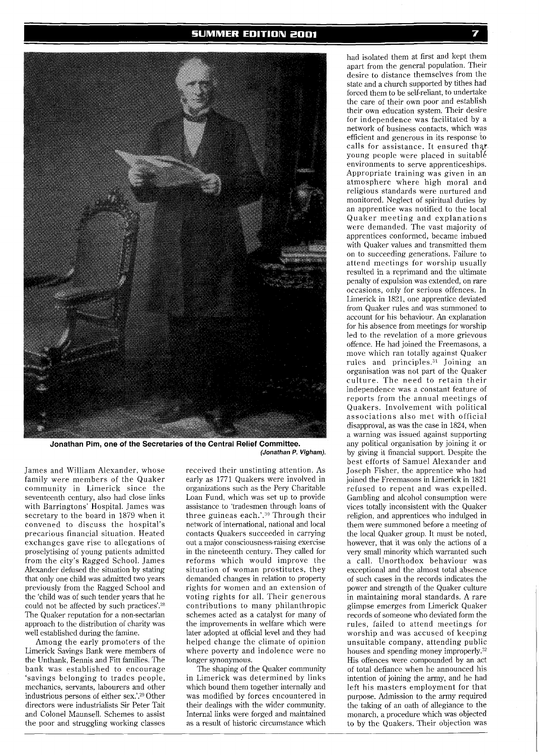Jonathan Pim, one of the Secretaries of the Central Relief Committee. *(Jonathan P. Vigham).*

James and William Alexander, whose family were members of the Quaker community in Limerick since the seventeenth century, also had close links with Barringtons' Hospital. James was secretary to the board in 1879 when it convened to discuss the hospital's precarious financial situation. Heated exchanges gave rise to allegations of proselytising of young patients admitted from the city's Ragged School. James Alexander defused the situation by stating that only one child was admitted two years previously from the Ragged School and the 'child was of such tender years that he could not be affected by such practices'.[28] The Quaker reputation for a non-sectarian approach to the distribution of charity was well established during the famine.

Among the early promoters of the Limerick Savings Bank were members of the Unthank, Bennis and Fitt families. The bank was established to encourage 'savings belonging to trades people, mechanics, servants, labourers and other industrious persons of either sex.'.[29] Other directors were industrialists Sir Peter Tait and Colonel Maunsell. Schemes to assist the poor and struggling working classes received their unstinting attention. As early as 1771 Quakers were involved in organizations such as the Pery Charitable Loan Fund, which was set up to provide assistance to 'tradesmen through loans of three guineas each.'.[30] Through their network of international, national and local contacts Quakers succeeded in carrying out a major consciousness-raising exercise in the nineteenth century. They called for reforms which would improve the situation of woman prostitutes, they demanded changes in relation to property rights for women and an extension of voting rights for all. Their generous contributions to many philanthropic schemes acted as a catalyst for many of the improvements in welfare which were later adopted at official level and they had helped change the climate of opinion where poverty and indolence were no longer synonymous.

The shaping of the Quaker community in Limerick was determined by links which bound them together internally and was modified by forces encountered in their dealings with the wider community. Internal links were forged and maintained as a result of historic circumstance which had isolated them at first and kept them apart from the general population. Their desire to distance themselves from the state and a church supported by tithes had forced them to be self-reliant, to undertake the care of their own poor and establish their own education system. Their desire for independence was facilitated by a network of business contacts, which was efficient and generous in its response to calls for assistance. It ensured that young people were placed in suitable environments to serve apprenticeships. Appropriate training was given in an atmosphere where high moral and religious standards were nurtured and monitored. Neglect of spiritual duties by an apprentice was notified to the local Quaker meeting and explanations were demanded. The vast majority of apprentices conformed, became imbued with Quaker values and transmitted them on to succeeding generations. Failure to attend meetings for worship usually resulted in a reprimand and the ultimate penalty of expulsion was extended, on rare occasions, only for serious offences. In Limerick in 1821, one apprentice deviated from Quaker rules and was summoned to account for his behaviour. An explanation for his absence from meetings for worship led to the revelation of a more grievous offence. He had joined the Freemasons, a move which ran totally against Quaker rules and principles.[31] Joining an organisation was not part of the Quaker culture. The need to retain their independence was a constant feature of reports from the annual meetings of Quakers. Involvement with political associations also met with official disapproval, as was the case in 1824, when a warning was issued against supporting any political organisation by joining it or by giving it financial support. Despite the best efforts of Samuel Alexander and Joseph Fisher, the apprentice who had joined the Freemasons in Limerick in 1821 refused to repent and was expelled. Gambling and alcohol consumption were vices totally inconsistent with the Quaker religion, and apprentices who indulged in them were summoned before a meeting of the local Quaker group. It must be noted, however, that it was only the actions of a very small minority which warranted such a call. Unorthodox behaviour was exceptional and the almost total absence of such cases in the records indicates the power and strength of the Quaker culture in maintaining moral standards. A rare glimpse emerges from Limerick Quaker records of someone who deviated form the rules, failed to attend meetings for worship and was accused of keeping unsuitable company, attending public houses and spending money improperly.[32] His offences were compounded by an act of total defiance when he announced his intention of joining the army, and he had left his masters employment for that purpose. Admission to the army required the taking of an oath of allegiance to the monarch, a procedure which was objected to by the Quakers. Their objection was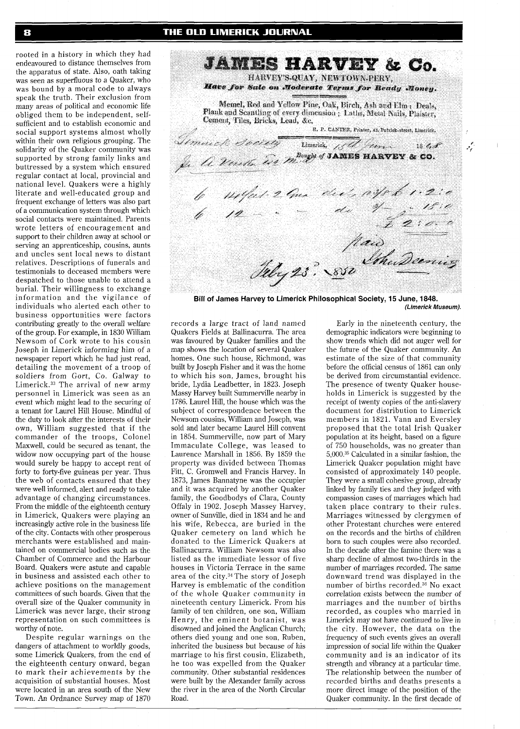rooted in a history in which they had endeavoured to distance themselves from the apparatus of state. Also, oath taking was seen as superfluous to a Quaker, who was bound by a moral code to always speak the truth. Their exclusion from many areas of political and economic life obliged them to be independent, self-sufficient and to establish economic and social support systems almost wholly within their own religious grouping. The solidarity of the Quaker community was supported by strong family links and buttressed by a system which ensured regular contact at local, provincial and national level. Quakers were a highly literate and well-educated group and frequent exchange of letters was also part of a communication system through which social contacts were maintained. Parents wrote letters of encouragement and support to their children away at school or serving an apprenticeship, cousins, aunts and uncles sent local news to distant relatives. Descriptions of funerals and testimonials to deceased members were despatched to those unable to attend a burial. Their willingness to exchange information and the vigilance of individuals who alerted each other to business opportunities were factors contributing greatly to the overall welfare of the group. For example, in 1830 William Newsom of Cork wrote to his cousin Joseph in Limerick informing him of a newspaper report which he had just read, detailing the movement of a troop of soldiers from Gort, Co. Galway to Limerick.[33] The arrival of new army personnel in Limerick was seen as an event which might lead to the securing of a tenant for Laurel Hill House. Mindful of the duty to look after the interests of their own, William suggested that if the commander of the troops, Colonel Maxwell, could be secured as tenant, the widow now occupying part of the house would surely be happy to accept rent of forty to forty-five guineas per year. Thus the web of contacts ensured that they were well informed, alert and ready to take advantage of changing circumstances. From the middle of the eighteenth century in Limerick, Quakers were playing an increasingly active role in the business life of the city. Contacts with other prosperous merchants were established and maintained on commercial bodies such as the Chamber of Commerce and the Harbour Board. Quakers were astute and capable in business and assisted each other to achieve positions on the management committees of such boards. Given that the overall size of the Quaker community in Limerick was never large, their strong representation on such committees is worthy of note.

Despite regular warnings on the dangers of attachment to worldly goods, some Limerick Quakers, from the end of the eighteenth century onward, began to mark their achievements by the acquisition of substantial houses. Most were located in an area south of the New Town. An Ordnance Survey map of 1870 records a large tract of land named Quakers Fields at Ballinacurra. The area was favoured by Quaker families and the map shows the location of several Quaker homes. One such house, Richmond, was built by Joseph Fisher and it was the home to which his son, James, brought his bride, Lydia Leadbetter, in 1823. Joseph Massy Harvey built Summerville nearby in 1786. Laurel Hill, the house which was the subject of correspondence between the Newsom cousins, William and Joseph, was sold and later became Laurel Hill convent in 1854. Summerville, now part of Mary Immaculate College, was leased to Laurence Marshall in 1856. By 1859 the property was divided between Thomas Fitt, C. Gromwell and Francis Harvey. In 1873, James Bannatyne was the occupier and it was acquired by another Quaker family, the Goodbodys of Clara, County Offaly in 1902. Joseph Massey Harvey, owner of Sunville, died in 1834 and he and his wife, Rebecca, are buried in the Quaker cemetery on land which he donated to the Limerick Quakers at Ballinacurra. William Newsom was also listed as the immediate lessor of five houses in Victoria Terrace in the same area of the city.[34] The story of Joseph Harvey is emblematic of the condition of the whole Quaker community in nineteenth century Limerick. From his family of ten children, one son, William Henry, the eminent botanist, was disowned and joined the Anglican Church; others died young and one son, Ruben, inherited the business but because of his marriage to his first cousin, Elizabeth, he too was expelled from the Quaker community. Other substantial residences were built by the Alexander family across the river in the area of the North Circular Road.

**JAMES HARVEY & Co.**
HARVEY'S-QUAY, NEWTOWN-PERY,
*Have for Sale on Moderate Terms for Ready Money.*
Memel, Red and Yellow Pine, Oak, Birch, Ash and Elm; Deals, Plank and Scantling of every dimension; Laths, Metal Nails, Plaister, Cement, Tiles, Bricks, Lead, &c.
R. P. CANTER, Printer, 43, Patrick-street, Limerick.

Limerick Society — Limerick, 15th June 1848
Bought of JAMES HARVEY & CO.

6 14 feet 2 Inch deals a/8 6 1 : 2 : 0
6 12 — do 4/- 1 : 5 : 0
£ 2 : 0 : 0
Paid
July 23. 1850

**Bill of James Harvey to Limerick Philosophical Society, 15 June, 1848.**
*(Limerick Museum).*

Early in the nineteenth century, the demographic indicators were beginning to show trends which did not auger well for the future of the Quaker community. An estimate of the size of that community before the official census of 1861 can only be derived from circumstantial evidence. The presence of twenty Quaker households in Limerick is suggested by the receipt of twenty copies of the anti-slavery document for distribution to Limerick members in 1821. Vann and Eversley proposed that the total Irish Quaker population at its height, based on a figure of 750 households, was no greater than 5,000.[35] Calculated in a similar fashion, the Limerick Quaker population might have consisted of approximately 140 people. They were a small cohesive group, already linked by family ties and they judged with compassion cases of marriages which had taken place contrary to their rules. Marriages witnessed by clergymen of other Protestant churches were entered on the records and the births of children born to such couples were also recorded. In the decade after the famine there was a sharp decline of almost two-thirds in the number of marriages recorded. The same downward trend was displayed in the number of births recorded.[36] No exact correlation exists between the number of marriages and the number of births recorded, as couples who married in Limerick may not have continued to live in the city. However, the data on the frequency of such events gives an overall impression of social life within the Quaker community and is an indicator of its strength and vibrancy at a particular time. The relationship between the number of recorded births and deaths presents a more direct image of the position of the Quaker community. In the first decade of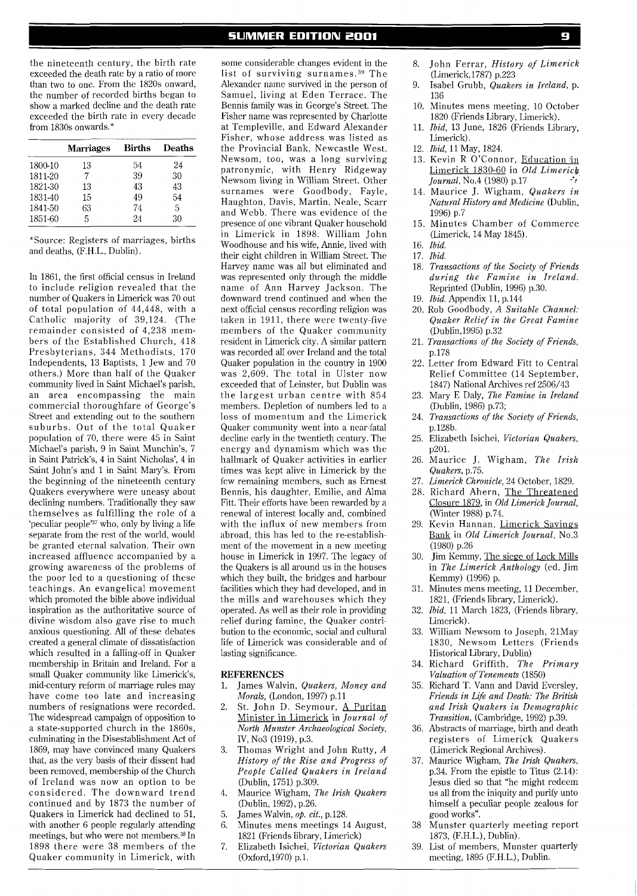the nineteenth century, the birth rate exceeded the death rate by a ratio of more than two to one. From the 1820s onward, the number of recorded births began to show a marked decline and the death rate exceeded the birth rate in every decade from 1830s onwards.*

| | Marriages | Births | Deaths |
|---|---|---|---|
| 1800-10 | 13 | 54 | 24 |
| 1811-20 | 7 | 39 | 30 |
| 1821-30 | 13 | 43 | 43 |
| 1831-40 | 15 | 49 | 54 |
| 1841-50 | 63 | 74 | 5 |
| 1851-60 | 5 | 24 | 30 |

*Source: Registers of marriages, births and deaths, (F.H.L., Dublin).

In 1861, the first official census in Ireland to include religion revealed that the number of Quakers in Limerick was 70 out of total population of 44,448, with a Catholic majority of 39,124. (The remainder consisted of 4,238 members of the Established Church, 418 Presbyterians, 344 Methodists, 170 Independents, 13 Baptists, 1 Jew and 70 others.) More than half of the Quaker community lived in Saint Michael's parish, an area encompassing the main commercial thoroughfare of George's Street and extending out to the southern suburbs. Out of the total Quaker population of 70, there were 45 in Saint Michael's parish, 9 in Saint Munchin's, 7 in Saint Patrick's, 4 in Saint Nicholas', 4 in Saint John's and 1 in Saint Mary's. From the beginning of the nineteenth century Quakers everywhere were uneasy about declining numbers. Traditionally they saw themselves as fulfilling the role of a 'peculiar people'[37] who, only by living a life separate from the rest of the world, would be granted eternal salvation. Their own increased affluence accompanied by a growing awareness of the problems of the poor led to a questioning of these teachings. An evangelical movement which promoted the bible above individual inspiration as the authoritative source of divine wisdom also gave rise to much anxious questioning. All of these debates created a general climate of dissatisfaction which resulted in a falling-off in Quaker membership in Britain and Ireland. For a small Quaker community like Limerick's, mid-century reform of marriage rules may have come too late and increasing numbers of resignations were recorded. The widespread campaign of opposition to a state-supported church in the 1860s, culminating in the Disestablishment Act of 1869, may have convinced many Quakers that, as the very basis of their dissent had been removed, membership of the Church of Ireland was now an option to be considered. The downward trend continued and by 1873 the number of Quakers in Limerick had declined to 51, with another 6 people regularly attending meetings, but who were not members.[38] In 1898 there were 38 members of the Quaker community in Limerick, with some considerable changes evident in the list of surviving surnames.[39] The Alexander name survived in the person of Samuel, living at Eden Terrace. The Bennis family was in George's Street. The Fisher name was represented by Charlotte at Templeville, and Edward Alexander Fisher, whose address was listed as the Provincial Bank, Newcastle West. Newsom, too, was a long surviving patronymic, with Henry Ridgeway Newsom living in William Street. Other surnames were Goodbody, Fayle, Haughton, Davis, Martin, Neale, Scarr and Webb. There was evidence of the presence of one vibrant Quaker household in Limerick in 1898. William John Woodhouse and his wife, Annie, lived with their eight children in William Street. The Harvey name was all but eliminated and was represented only through the middle name of Ann Harvey Jackson. The downward trend continued and when the next official census recording religion was taken in 1911, there were twenty-five members of the Quaker community resident in Limerick city. A similar pattern was recorded all over Ireland and the total Quaker population in the country in 1900 was 2,609. The total in Ulster now exceeded that of Leinster, but Dublin was the largest urban centre with 854 members. Depletion of numbers led to a loss of momentum and the Limerick Quaker community went into a near-fatal decline early in the twentieth century. The energy and dynamism which was the hallmark of Quaker activities in earlier times was kept alive in Limerick by the few remaining members, such as Ernest Bennis, his daughter, Emilie, and Alma Fitt. Their efforts have been rewarded by a renewal of interest locally and, combined with the influx of new members from abroad, this has led to the re-establishment of the movement in a new meeting house in Limerick in 1997. The legacy of the Quakers is all around us in the houses which they built, the bridges and harbour facilities which they had developed, and in the mills and warehouses which they operated. As well as their role in providing relief during famine, the Quaker contribution to the economic, social and cultural life of Limerick was considerable and of lasting significance.

## REFERENCES

1. James Walvin, *Quakers, Money and Morals*, (London, 1997) p.11
2. St. John D. Seymour, A Puritan Minister in Limerick in *Journal of North Munster Archaeological Society*, IV, No3 (1919), p.3.
3. Thomas Wright and John Rutty, *A History of the Rise and Progress of People Called Quakers in Ireland* (Dublin, 1751) p.309.
4. Maurice Wigham, *The Irish Quakers* (Dublin, 1992), p.26.
5. James Walvin, *op. cit.*, p.128.
6. Minutes mens meetings 14 August, 1821 (Friends library, Limerick)
7. Elizabeth Isichei, *Victorian Quakers* (Oxford,1970) p.1.
8. John Ferrar, *History of Limerick* (Limerick,1787) p.223
9. Isabel Grubb, *Quakers in Ireland*, p. 136
10. Minutes mens meeting, 10 October 1820 (Friends Library, Limerick).
11. *Ibid*, 13 June, 1826 (Friends Library, Limerick).
12. *Ibid*, 11 May, 1824.
13. Kevin R O'Connor, Education in Limerick 1830-60 in *Old Limerick Journal*, No.4 (1980) p.17
14. Maurice J. Wigham, *Quakers in Natural History and Medicine* (Dublin, 1996) p.7
15. Minutes Chamber of Commerce (Limerick, 14 May 1845).
16. *Ibid.*
17. *Ibid.*
18. *Transactions of the Society of Friends during the Famine in Ireland.* Reprinted (Dublin, 1996) p.30.
19. *Ibid.* Appendix 11, p.144
20. Rob Goodbody, *A Suitable Channel: Quaker Relief in the Great Famine* (Dublin,1995) p.32
21. *Transactions of the Society of Friends*, p.178
22. Letter from Edward Fitt to Central Relief Committee (14 September, 1847) National Archives ref 2506/43
23. Mary E Daly, *The Famine in Ireland* (Dublin, 1986) p.73;
24. *Transactions of the Society of Friends*, p.128b.
25. Elizabeth Isichei, *Victorian Quakers*, p201.
26. Maurice J. Wigham, *The Irish Quakers*, p.75.
27. *Limerick Chronicle*, 24 October, 1829.
28. Richard Ahern, The Threatened Closure 1879, in *Old Limerick Journal*, (Winter 1988) p.74.
29. Kevin Hannan, Limerick Savings Bank in *Old Limerick Journal*, No.3 (1980) p.26
30. Jim Kemmy, The siege of Lock Mills in *The Limerick Anthology* (ed. Jim Kemmy) (1996) p.
31. Minutes mens meeting, 11 December, 1821, (Friends library, Limerick).
32. *Ibid*, 11 March 1823, (Friends library, Limerick).
33. William Newsom to Joseph, 21May 1830, Newsom Letters (Friends Historical Library, Dublin)
34. Richard Griffith, *The Primary Valuation of Tenements* (1850)
35. Richard T. Vann and David Eversley, *Friends in Life and Death: The British and Irish Quakers in Demographic Transition*, (Cambridge, 1992) p.39.
36. Abstracts of marriage, birth and death registers of Limerick Quakers (Limerick Regional Archives).
37. Maurice Wigham, *The Irish Quakers*, p.34. From the epistle to Titus (2.14): Jesus died so that "he might redeem us all from the iniquity and purify unto himself a peculiar people zealous for good works".
38. Munster quarterly meeting report 1873, (F.H.L.), Dublin).
39. List of members, Munster quarterly meeting, 1895 (F.H.L.), Dublin.